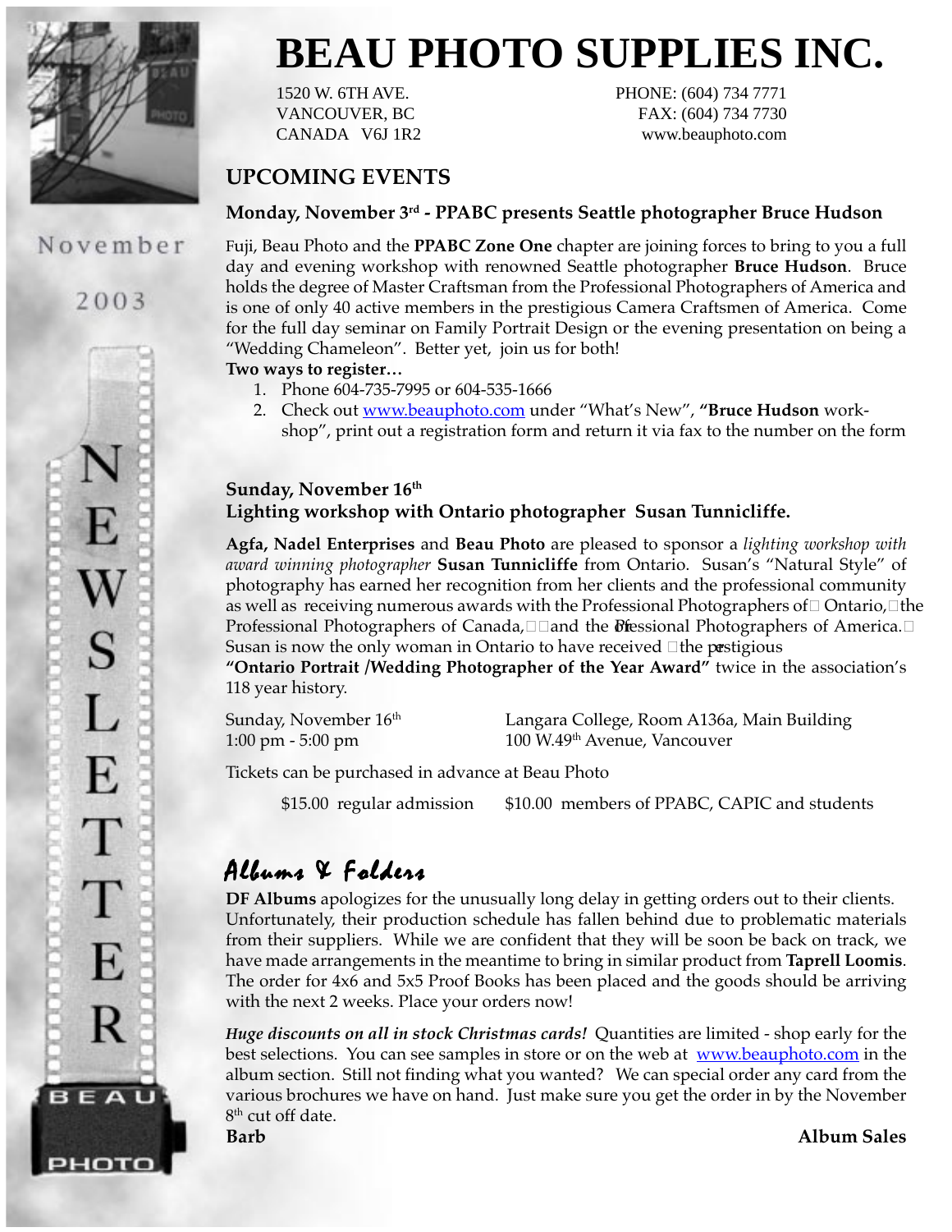# BEAU PHOTO SUPPLIES INC.

1520 W. 6TH AVE.
VANCOUVER, BC
CANADA V6J 1R2

PHONE: (604) 734 7771
FAX: (604) 734 7730
www.beauphoto.com

November 2003

NEWSLETTER

## UPCOMING EVENTS

### Monday, November 3rd - PPABC presents Seattle photographer Bruce Hudson

Fuji, Beau Photo and the **PPABC Zone One** chapter are joining forces to bring to you a full day and evening workshop with renowned Seattle photographer **Bruce Hudson**. Bruce holds the degree of Master Craftsman from the Professional Photographers of America and is one of only 40 active members in the prestigious Camera Craftsmen of America. Come for the full day seminar on Family Portrait Design or the evening presentation on being a "Wedding Chameleon". Better yet, join us for both!

**Two ways to register…**

1. Phone 604-735-7995 or 604-535-1666
2. Check out www.beauphoto.com under "What's New", **"Bruce Hudson** workshop", print out a registration form and return it via fax to the number on the form

### Sunday, November 16th
### Lighting workshop with Ontario photographer Susan Tunnicliffe.

**Agfa, Nadel Enterprises** and **Beau Photo** are pleased to sponsor a *lighting workshop with award winning photographer* **Susan Tunnicliffe** from Ontario. Susan's "Natural Style" of photography has earned her recognition from her clients and the professional community as well as receiving numerous awards with the Professional Photographers of Ontario, the Professional Photographers of Canada, and the Professional Photographers of America. Susan is now the only woman in Ontario to have received the prestigious **"Ontario Portrait /Wedding Photographer of the Year Award"** twice in the association's 118 year history.

Sunday, November 16th
1:00 pm - 5:00 pm

Langara College, Room A136a, Main Building
100 W.49th Avenue, Vancouver

Tickets can be purchased in advance at Beau Photo

$15.00 regular admission — $10.00 members of PPABC, CAPIC and students

## *Albums & Folders*

**DF Albums** apologizes for the unusually long delay in getting orders out to their clients. Unfortunately, their production schedule has fallen behind due to problematic materials from their suppliers. While we are confident that they will be soon be back on track, we have made arrangements in the meantime to bring in similar product from **Taprell Loomis**. The order for 4x6 and 5x5 Proof Books has been placed and the goods should be arriving with the next 2 weeks. Place your orders now!

***Huge discounts on all in stock Christmas cards!*** Quantities are limited - shop early for the best selections. You can see samples in store or on the web at www.beauphoto.com in the album section. Still not finding what you wanted? We can special order any card from the various brochures we have on hand. Just make sure you get the order in by the November 8th cut off date.

**Barb** — **Album Sales**

BEAU PHOTO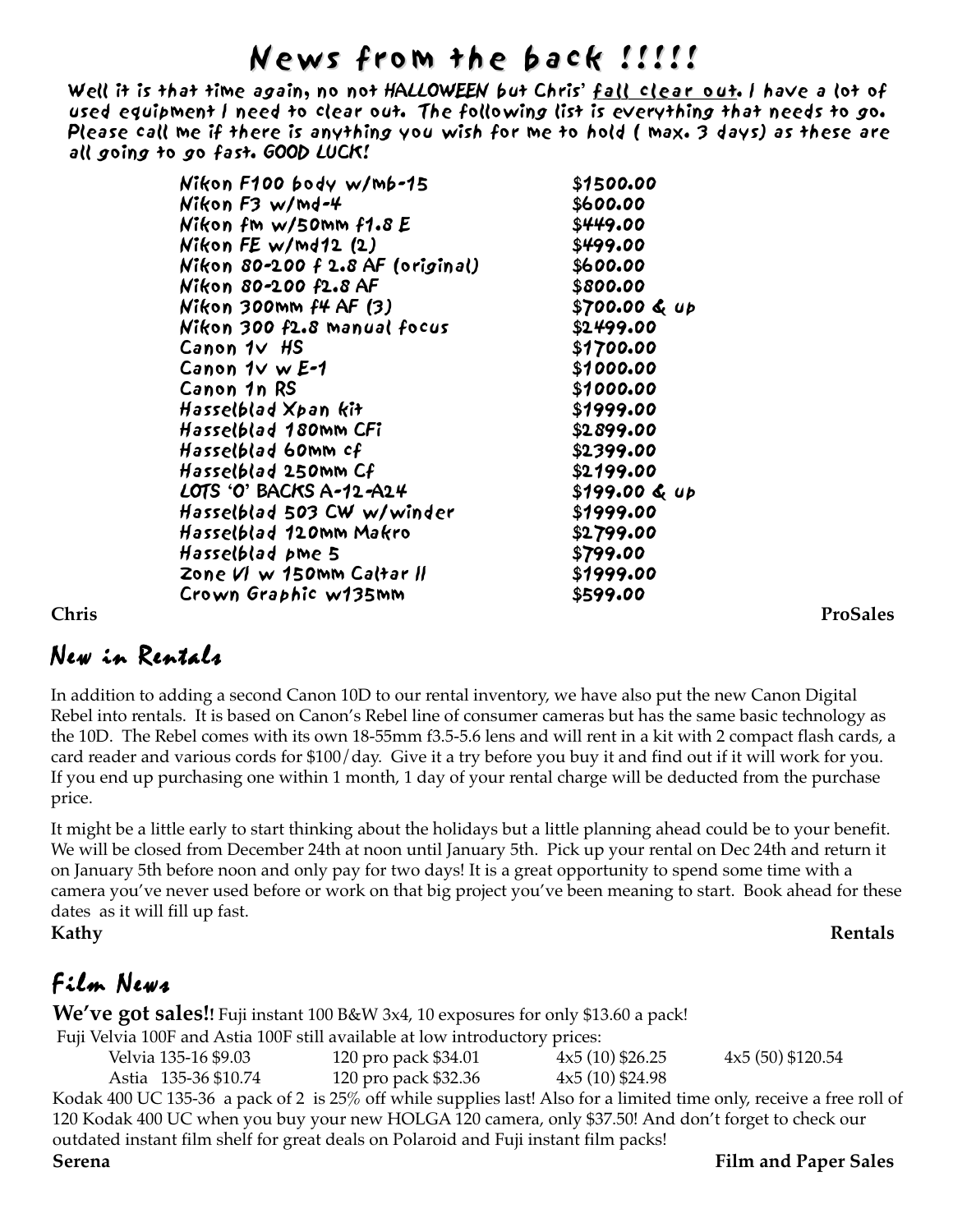# News from the back !!!!!

Well it is that time again, no not HALLOWEEN but Chris' fall clear out. I have a lot of used equipment I need to clear out. The following list is everything that needs to go. Please call me if there is anything you wish for me to hold ( max. 3 days) as these are all going to go fast. GOOD LUCK!

| | |
|---|---|
| Nikon F100 body w/mb-15 | $1500.00 |
| Nikon F3 w/md-4 | $600.00 |
| Nikon fm w/50mm f1.8 E | $449.00 |
| Nikon FE w/md12 (2) | $499.00 |
| Nikon 80-200 f 2.8 AF (original) | $600.00 |
| Nikon 80-200 f2.8 AF | $800.00 |
| Nikon 300mm f4 AF (3) | $700.00 & up |
| Nikon 300 f2.8 manual focus | $2499.00 |
| Canon 1v HS | $1700.00 |
| Canon 1v w E-1 | $1000.00 |
| Canon 1n RS | $1000.00 |
| Hasselblad Xpan kit | $1999.00 |
| Hasselblad 180mm CFi | $2899.00 |
| Hasselblad 60mm cf | $2399.00 |
| Hasselblad 250mm Cf | $2199.00 |
| LOTS 'O' BACKS A-12-A24 | $199.00 & up |
| Hasselblad 503 CW w/winder | $1999.00 |
| Hasselblad 120mm Makro | $2799.00 |
| Hasselblad pme 5 | $799.00 |
| Zone VI w 150mm Caltar II | $1999.00 |
| Crown Graphic w135mm | $599.00 |

**Chris** **ProSales**

## New in Rentals

In addition to adding a second Canon 10D to our rental inventory, we have also put the new Canon Digital Rebel into rentals. It is based on Canon's Rebel line of consumer cameras but has the same basic technology as the 10D. The Rebel comes with its own 18-55mm f3.5-5.6 lens and will rent in a kit with 2 compact flash cards, a card reader and various cords for $100/day. Give it a try before you buy it and find out if it will work for you. If you end up purchasing one within 1 month, 1 day of your rental charge will be deducted from the purchase price.

It might be a little early to start thinking about the holidays but a little planning ahead could be to your benefit. We will be closed from December 24th at noon until January 5th. Pick up your rental on Dec 24th and return it on January 5th before noon and only pay for two days! It is a great opportunity to spend some time with a camera you've never used before or work on that big project you've been meaning to start. Book ahead for these dates as it will fill up fast.

**Kathy** **Rentals**

## Film News

**We've got sales!**! Fuji instant 100 B&W 3x4, 10 exposures for only $13.60 a pack!

Fuji Velvia 100F and Astia 100F still available at low introductory prices:

| | | | |
|---|---|---|---|
| Velvia 135-16 $9.03 | 120 pro pack $34.01 | 4x5 (10) $26.25 | 4x5 (50) $120.54 |
| Astia 135-36 $10.74 | 120 pro pack $32.36 | 4x5 (10) $24.98 | |

Kodak 400 UC 135-36 a pack of 2 is 25% off while supplies last! Also for a limited time only, receive a free roll of 120 Kodak 400 UC when you buy your new HOLGA 120 camera, only $37.50! And don't forget to check our outdated instant film shelf for great deals on Polaroid and Fuji instant film packs!

**Serena** **Film and Paper Sales**